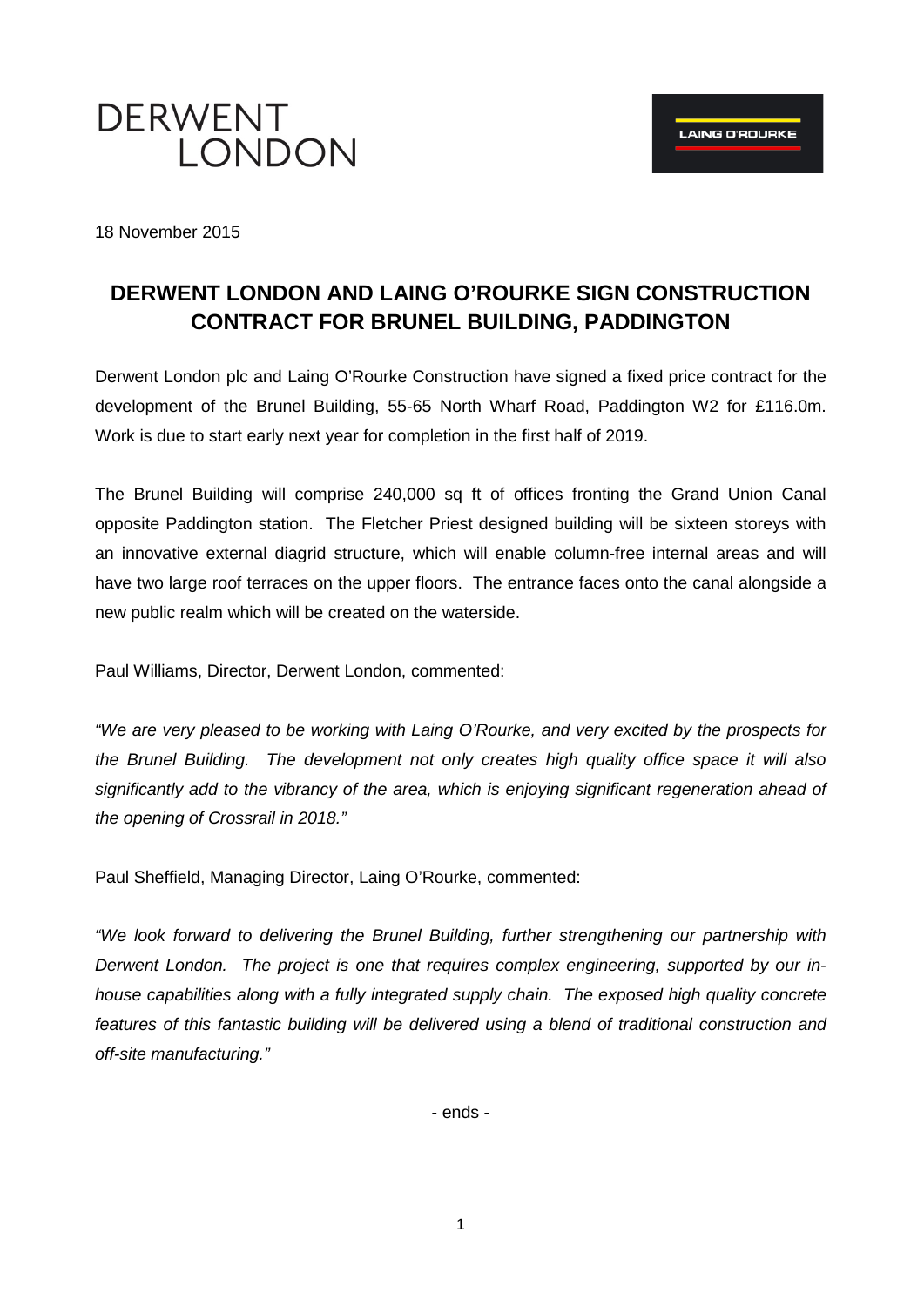DERWENT LONDON

LAING O'ROURKE

18 November 2015

## DERWENT LONDON AND LAING O'ROURKE SIGN CONSTRUCTION CONTRACT FOR BRUNEL BUILDING, PADDINGTON

Derwent London plc and Laing O'Rourke Construction have signed a fixed price contract for the development of the Brunel Building, 55-65 North Wharf Road, Paddington W2 for £116.0m. Work is due to start early next year for completion in the first half of 2019.

The Brunel Building will comprise 240,000 sq ft of offices fronting the Grand Union Canal opposite Paddington station. The Fletcher Priest designed building will be sixteen storeys with an innovative external diagrid structure, which will enable column-free internal areas and will have two large roof terraces on the upper floors. The entrance faces onto the canal alongside a new public realm which will be created on the waterside.

Paul Williams, Director, Derwent London, commented:

*"We are very pleased to be working with Laing O'Rourke, and very excited by the prospects for the Brunel Building. The development not only creates high quality office space it will also significantly add to the vibrancy of the area, which is enjoying significant regeneration ahead of the opening of Crossrail in 2018."*

Paul Sheffield, Managing Director, Laing O'Rourke, commented:

*"We look forward to delivering the Brunel Building, further strengthening our partnership with Derwent London. The project is one that requires complex engineering, supported by our in-house capabilities along with a fully integrated supply chain. The exposed high quality concrete features of this fantastic building will be delivered using a blend of traditional construction and off-site manufacturing."*

- ends -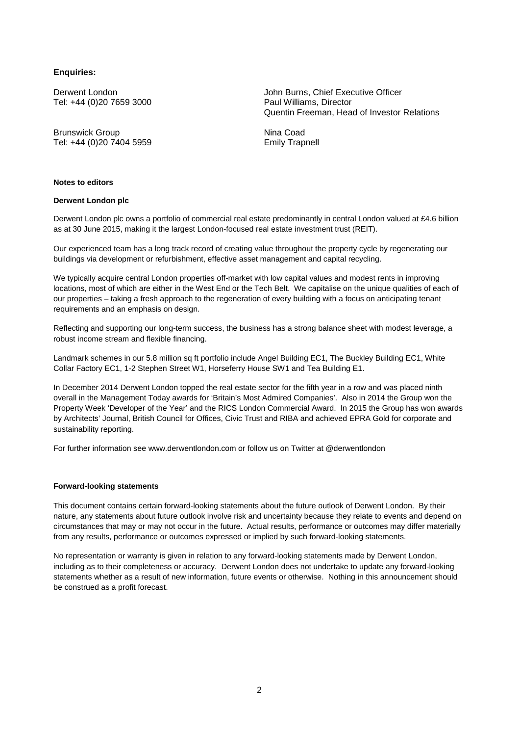**Enquiries:**

| | |
|---|---|
| Derwent London<br>Tel: +44 (0)20 7659 3000 | John Burns, Chief Executive Officer<br>Paul Williams, Director<br>Quentin Freeman, Head of Investor Relations |
| Brunswick Group<br>Tel: +44 (0)20 7404 5959 | Nina Coad<br>Emily Trapnell |

**Notes to editors**

**Derwent London plc**

Derwent London plc owns a portfolio of commercial real estate predominantly in central London valued at £4.6 billion as at 30 June 2015, making it the largest London-focused real estate investment trust (REIT).

Our experienced team has a long track record of creating value throughout the property cycle by regenerating our buildings via development or refurbishment, effective asset management and capital recycling.

We typically acquire central London properties off-market with low capital values and modest rents in improving locations, most of which are either in the West End or the Tech Belt. We capitalise on the unique qualities of each of our properties – taking a fresh approach to the regeneration of every building with a focus on anticipating tenant requirements and an emphasis on design.

Reflecting and supporting our long-term success, the business has a strong balance sheet with modest leverage, a robust income stream and flexible financing.

Landmark schemes in our 5.8 million sq ft portfolio include Angel Building EC1, The Buckley Building EC1, White Collar Factory EC1, 1-2 Stephen Street W1, Horseferry House SW1 and Tea Building E1.

In December 2014 Derwent London topped the real estate sector for the fifth year in a row and was placed ninth overall in the Management Today awards for 'Britain's Most Admired Companies'. Also in 2014 the Group won the Property Week 'Developer of the Year' and the RICS London Commercial Award. In 2015 the Group has won awards by Architects' Journal, British Council for Offices, Civic Trust and RIBA and achieved EPRA Gold for corporate and sustainability reporting.

For further information see www.derwentlondon.com or follow us on Twitter at @derwentlondon

**Forward-looking statements**

This document contains certain forward-looking statements about the future outlook of Derwent London. By their nature, any statements about future outlook involve risk and uncertainty because they relate to events and depend on circumstances that may or may not occur in the future. Actual results, performance or outcomes may differ materially from any results, performance or outcomes expressed or implied by such forward-looking statements.

No representation or warranty is given in relation to any forward-looking statements made by Derwent London, including as to their completeness or accuracy. Derwent London does not undertake to update any forward-looking statements whether as a result of new information, future events or otherwise. Nothing in this announcement should be construed as a profit forecast.